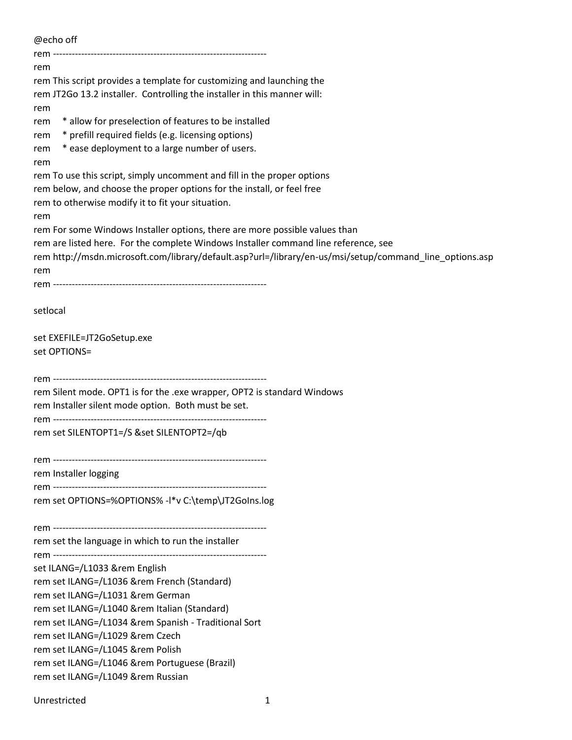```
@echo off
rem --------------------------------------------------------------------
rem
rem This script provides a template for customizing and launching the
rem JT2Go 13.2 installer.  Controlling the installer in this manner will:
rem
rem     * allow for preselection of features to be installed
rem     * prefill required fields (e.g. licensing options)
rem     * ease deployment to a large number of users.
rem
rem To use this script, simply uncomment and fill in the proper options
rem below, and choose the proper options for the install, or feel free
rem to otherwise modify it to fit your situation.
rem
rem For some Windows Installer options, there are more possible values than
rem are listed here.  For the complete Windows Installer command line reference, see
rem http://msdn.microsoft.com/library/default.asp?url=/library/en-us/msi/setup/command_line_options.asp
rem
rem --------------------------------------------------------------------

setlocal

set EXEFILE=JT2GoSetup.exe
set OPTIONS=

rem --------------------------------------------------------------------
rem Silent mode. OPT1 is for the .exe wrapper, OPT2 is standard Windows
rem Installer silent mode option.  Both must be set.
rem --------------------------------------------------------------------
rem set SILENTOPT1=/S &set SILENTOPT2=/qb

rem --------------------------------------------------------------------
rem Installer logging
rem --------------------------------------------------------------------
rem set OPTIONS=%OPTIONS% -l*v C:\temp\JT2GoIns.log

rem --------------------------------------------------------------------
rem set the language in which to run the installer
rem --------------------------------------------------------------------
set ILANG=/L1033 &rem English
rem set ILANG=/L1036 &rem French (Standard)
rem set ILANG=/L1031 &rem German
rem set ILANG=/L1040 &rem Italian (Standard)
rem set ILANG=/L1034 &rem Spanish - Traditional Sort
rem set ILANG=/L1029 &rem Czech
rem set ILANG=/L1045 &rem Polish
rem set ILANG=/L1046 &rem Portuguese (Brazil)
rem set ILANG=/L1049 &rem Russian
```

Unrestricted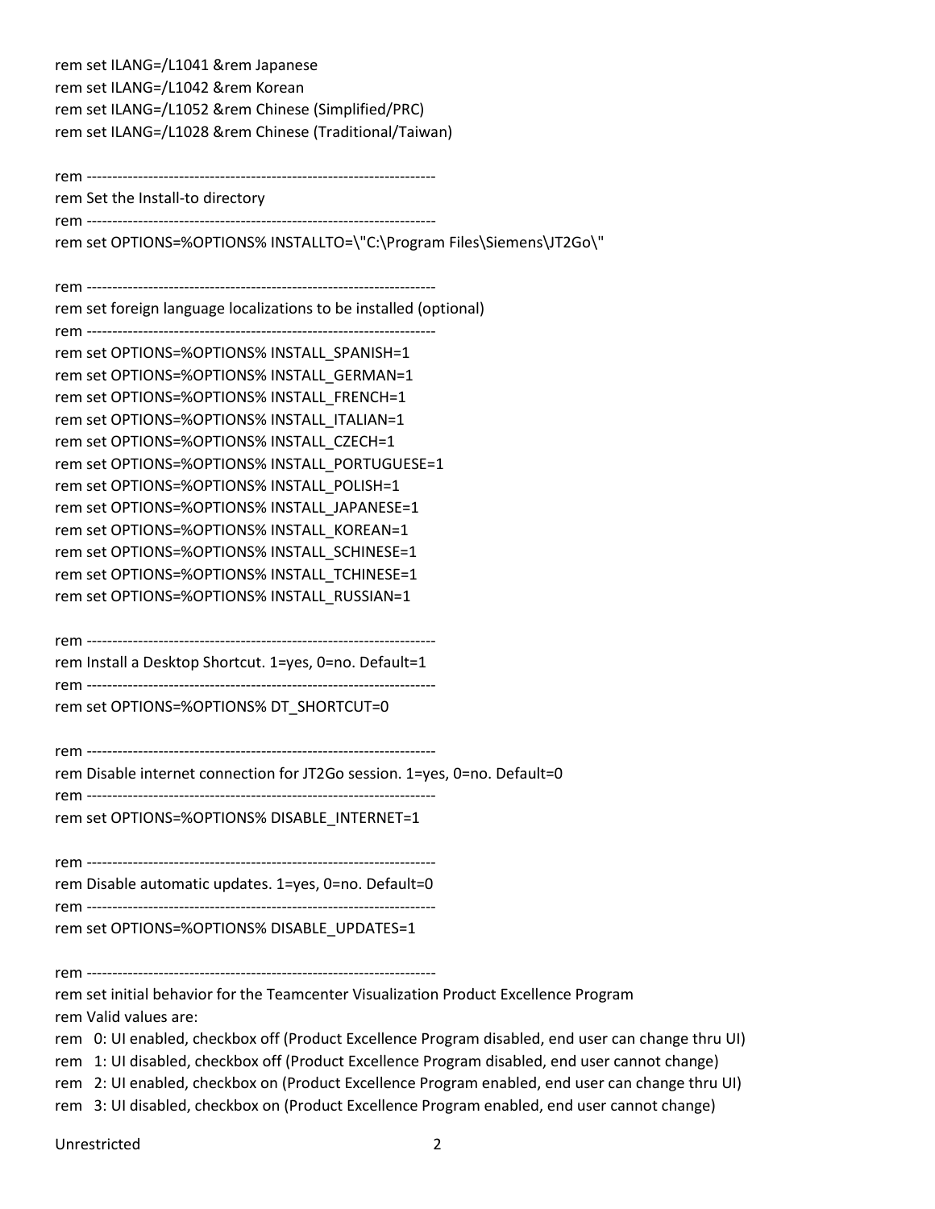```
rem set ILANG=/L1041 &rem Japanese
rem set ILANG=/L1042 &rem Korean
rem set ILANG=/L1052 &rem Chinese (Simplified/PRC)
rem set ILANG=/L1028 &rem Chinese (Traditional/Taiwan)

rem --------------------------------------------------------------------
rem Set the Install-to directory
rem --------------------------------------------------------------------
rem set OPTIONS=%OPTIONS% INSTALLTO=\"C:\Program Files\Siemens\JT2Go\"

rem --------------------------------------------------------------------
rem set foreign language localizations to be installed (optional)
rem --------------------------------------------------------------------
rem set OPTIONS=%OPTIONS% INSTALL_SPANISH=1
rem set OPTIONS=%OPTIONS% INSTALL_GERMAN=1
rem set OPTIONS=%OPTIONS% INSTALL_FRENCH=1
rem set OPTIONS=%OPTIONS% INSTALL_ITALIAN=1
rem set OPTIONS=%OPTIONS% INSTALL_CZECH=1
rem set OPTIONS=%OPTIONS% INSTALL_PORTUGUESE=1
rem set OPTIONS=%OPTIONS% INSTALL_POLISH=1
rem set OPTIONS=%OPTIONS% INSTALL_JAPANESE=1
rem set OPTIONS=%OPTIONS% INSTALL_KOREAN=1
rem set OPTIONS=%OPTIONS% INSTALL_SCHINESE=1
rem set OPTIONS=%OPTIONS% INSTALL_TCHINESE=1
rem set OPTIONS=%OPTIONS% INSTALL_RUSSIAN=1

rem --------------------------------------------------------------------
rem Install a Desktop Shortcut. 1=yes, 0=no. Default=1
rem --------------------------------------------------------------------
rem set OPTIONS=%OPTIONS% DT_SHORTCUT=0

rem --------------------------------------------------------------------
rem Disable internet connection for JT2Go session. 1=yes, 0=no. Default=0
rem --------------------------------------------------------------------
rem set OPTIONS=%OPTIONS% DISABLE_INTERNET=1

rem --------------------------------------------------------------------
rem Disable automatic updates. 1=yes, 0=no. Default=0
rem --------------------------------------------------------------------
rem set OPTIONS=%OPTIONS% DISABLE_UPDATES=1

rem --------------------------------------------------------------------
rem set initial behavior for the Teamcenter Visualization Product Excellence Program
rem Valid values are:
rem   0: UI enabled, checkbox off (Product Excellence Program disabled, end user can change thru UI)
rem   1: UI disabled, checkbox off (Product Excellence Program disabled, end user cannot change)
rem   2: UI enabled, checkbox on (Product Excellence Program enabled, end user can change thru UI)
rem   3: UI disabled, checkbox on (Product Excellence Program enabled, end user cannot change)
```

Unrestricted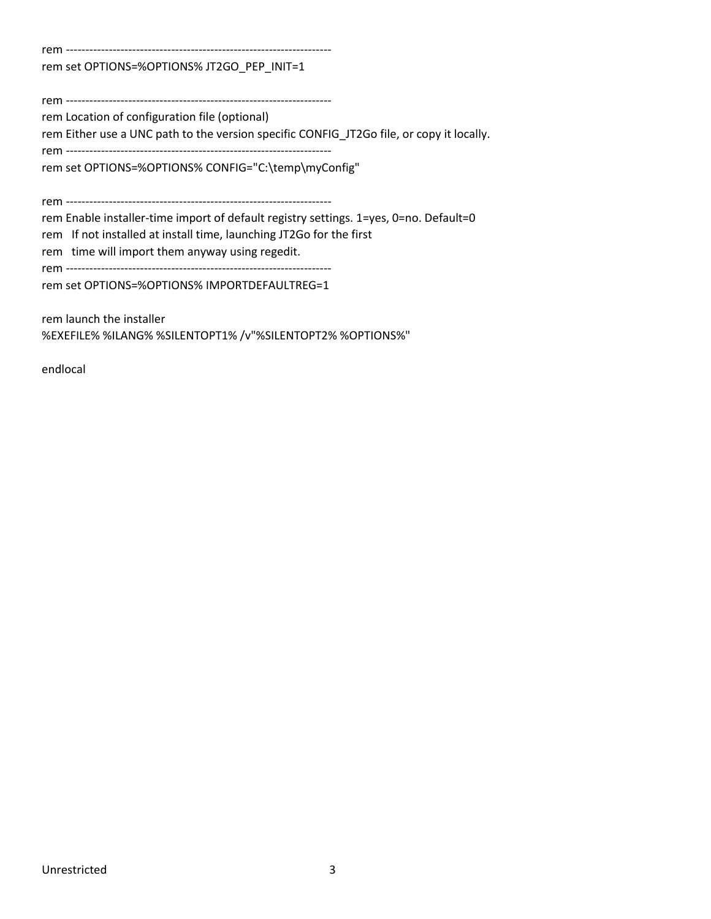```
rem --------------------------------------------------------------------
rem set OPTIONS=%OPTIONS% JT2GO_PEP_INIT=1

rem --------------------------------------------------------------------
rem Location of configuration file (optional)
rem Either use a UNC path to the version specific CONFIG_JT2Go file, or copy it locally.
rem --------------------------------------------------------------------
rem set OPTIONS=%OPTIONS% CONFIG="C:\temp\myConfig"

rem --------------------------------------------------------------------
rem Enable installer-time import of default registry settings. 1=yes, 0=no. Default=0
rem   If not installed at install time, launching JT2Go for the first
rem   time will import them anyway using regedit.
rem --------------------------------------------------------------------
rem set OPTIONS=%OPTIONS% IMPORTDEFAULTREG=1

rem launch the installer
%EXEFILE% %ILANG% %SILENTOPT1% /v"%SILENTOPT2% %OPTIONS%"

endlocal
```

Unrestricted